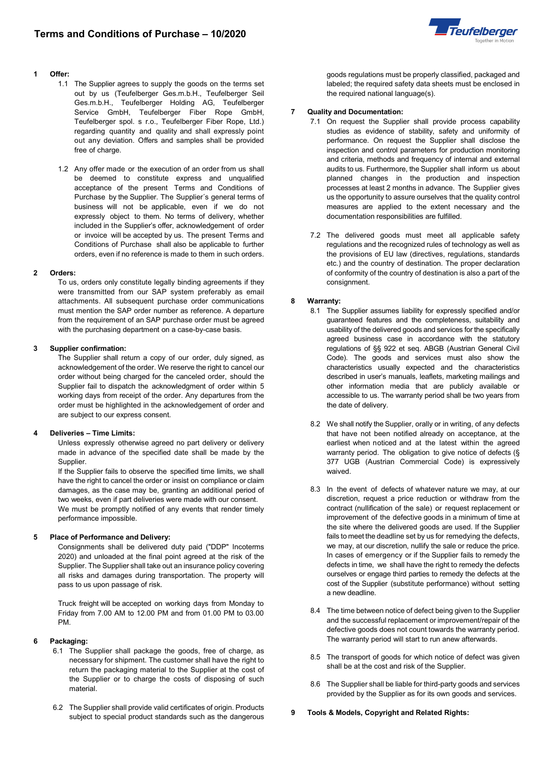# Terms and Conditions of Purchase – 10/2020

**1 Offer:**

1.1 The Supplier agrees to supply the goods on the terms set out by us (Teufelberger Ges.m.b.H., Teufelberger Seil Ges.m.b.H., Teufelberger Holding AG, Teufelberger Service GmbH, Teufelberger Fiber Rope GmbH, Teufelberger spol. s r.o., Teufelberger Fiber Rope, Ltd.) regarding quantity and quality and shall expressly point out any deviation. Offers and samples shall be provided free of charge.

1.2 Any offer made or the execution of an order from us shall be deemed to constitute express and unqualified acceptance of the present Terms and Conditions of Purchase by the Supplier. The Supplier´s general terms of business will not be applicable, even if we do not expressly object to them. No terms of delivery, whether included in the Supplier's offer, acknowledgement of order or invoice will be accepted by us. The present Terms and Conditions of Purchase shall also be applicable to further orders, even if no reference is made to them in such orders.

**2 Orders:**

To us, orders only constitute legally binding agreements if they were transmitted from our SAP system preferably as email attachments. All subsequent purchase order communications must mention the SAP order number as reference. A departure from the requirement of an SAP purchase order must be agreed with the purchasing department on a case-by-case basis.

**3 Supplier confirmation:**

The Supplier shall return a copy of our order, duly signed, as acknowledgement of the order. We reserve the right to cancel our order without being charged for the canceled order, should the Supplier fail to dispatch the acknowledgment of order within 5 working days from receipt of the order. Any departures from the order must be highlighted in the acknowledgement of order and are subject to our express consent.

**4 Deliveries – Time Limits:**

Unless expressly otherwise agreed no part delivery or delivery made in advance of the specified date shall be made by the Supplier.

If the Supplier fails to observe the specified time limits, we shall have the right to cancel the order or insist on compliance or claim damages, as the case may be, granting an additional period of two weeks, even if part deliveries were made with our consent.

We must be promptly notified of any events that render timely performance impossible.

**5 Place of Performance and Delivery:**

Consignments shall be delivered duty paid ("DDP" Incoterms 2020) and unloaded at the final point agreed at the risk of the Supplier. The Supplier shall take out an insurance policy covering all risks and damages during transportation. The property will pass to us upon passage of risk.

Truck freight will be accepted on working days from Monday to Friday from 7.00 AM to 12.00 PM and from 01.00 PM to 03.00 PM.

**6 Packaging:**

6.1 The Supplier shall package the goods, free of charge, as necessary for shipment. The customer shall have the right to return the packaging material to the Supplier at the cost of the Supplier or to charge the costs of disposing of such material.

6.2 The Supplier shall provide valid certificates of origin. Products subject to special product standards such as the dangerous goods regulations must be properly classified, packaged and labeled; the required safety data sheets must be enclosed in the required national language(s).

**7 Quality and Documentation:**

7.1 On request the Supplier shall provide process capability studies as evidence of stability, safety and uniformity of performance. On request the Supplier shall disclose the inspection and control parameters for production monitoring and criteria, methods and frequency of internal and external audits to us. Furthermore, the Supplier shall inform us about planned changes in the production and inspection processes at least 2 months in advance. The Supplier gives us the opportunity to assure ourselves that the quality control measures are applied to the extent necessary and the documentation responsibilities are fulfilled.

7.2 The delivered goods must meet all applicable safety regulations and the recognized rules of technology as well as the provisions of EU law (directives, regulations, standards etc.) and the country of destination. The proper declaration of conformity of the country of destination is also a part of the consignment.

**8 Warranty:**

8.1 The Supplier assumes liability for expressly specified and/or guaranteed features and the completeness, suitability and usability of the delivered goods and services for the specifically agreed business case in accordance with the statutory regulations of §§ 922 et seq. ABGB (Austrian General Civil Code). The goods and services must also show the characteristics usually expected and the characteristics described in user's manuals, leaflets, marketing mailings and other information media that are publicly available or accessible to us. The warranty period shall be two years from the date of delivery.

8.2 We shall notify the Supplier, orally or in writing, of any defects that have not been noticed already on acceptance, at the earliest when noticed and at the latest within the agreed warranty period. The obligation to give notice of defects (§ 377 UGB (Austrian Commercial Code) is expressively waived.

8.3 In the event of defects of whatever nature we may, at our discretion, request a price reduction or withdraw from the contract (nullification of the sale) or request replacement or improvement of the defective goods in a minimum of time at the site where the delivered goods are used. If the Supplier fails to meet the deadline set by us for remedying the defects, we may, at our discretion, nullify the sale or reduce the price. In cases of emergency or if the Supplier fails to remedy the defects in time, we shall have the right to remedy the defects ourselves or engage third parties to remedy the defects at the cost of the Supplier (substitute performance) without setting a new deadline.

8.4 The time between notice of defect being given to the Supplier and the successful replacement or improvement/repair of the defective goods does not count towards the warranty period. The warranty period will start to run anew afterwards.

8.5 The transport of goods for which notice of defect was given shall be at the cost and risk of the Supplier.

8.6 The Supplier shall be liable for third-party goods and services provided by the Supplier as for its own goods and services.

**9 Tools & Models, Copyright and Related Rights:**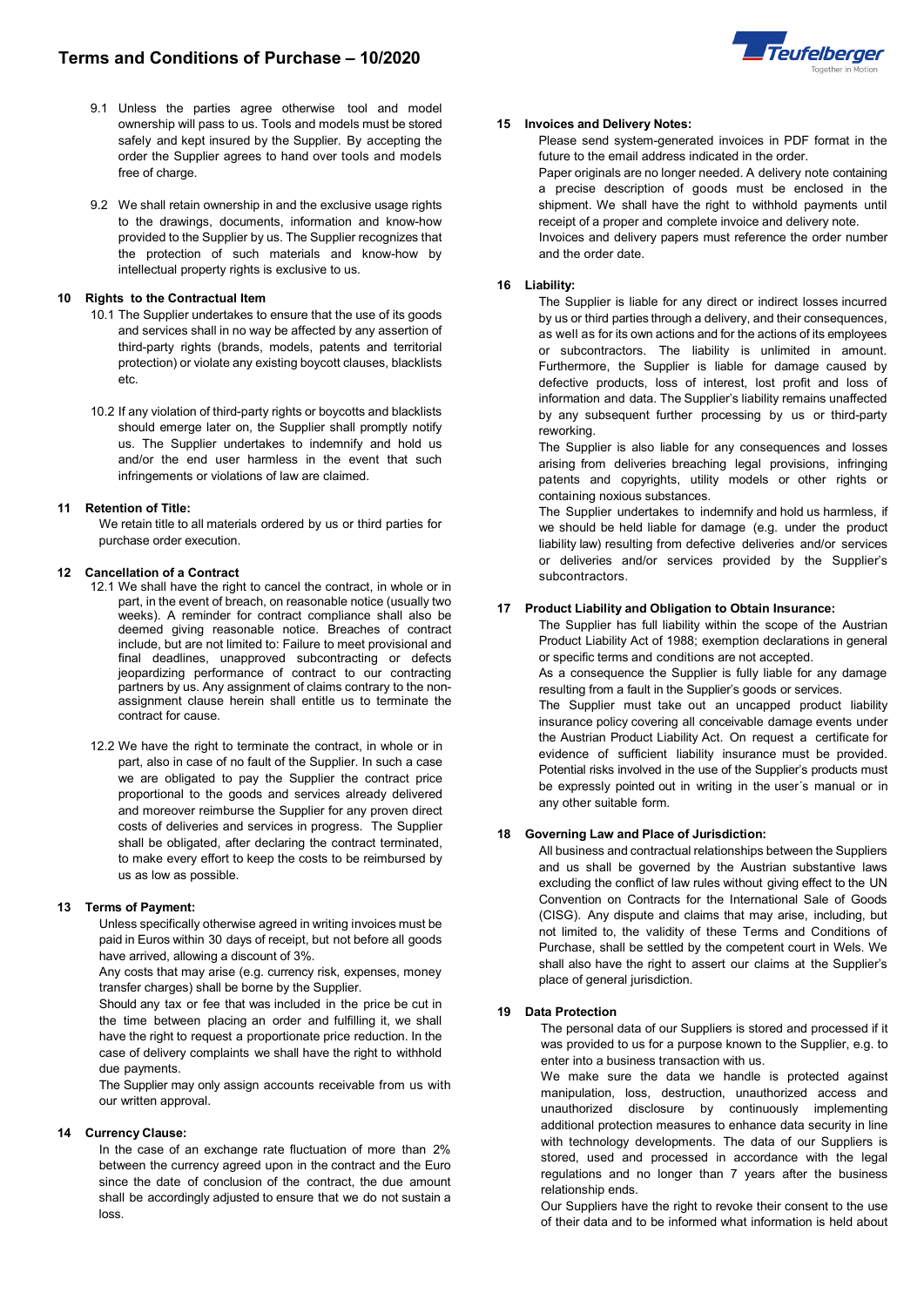9.1 Unless the parties agree otherwise tool and model ownership will pass to us. Tools and models must be stored safely and kept insured by the Supplier. By accepting the order the Supplier agrees to hand over tools and models free of charge.

9.2 We shall retain ownership in and the exclusive usage rights to the drawings, documents, information and know-how provided to the Supplier by us. The Supplier recognizes that the protection of such materials and know-how by intellectual property rights is exclusive to us.

### 10 Rights to the Contractual Item

10.1 The Supplier undertakes to ensure that the use of its goods and services shall in no way be affected by any assertion of third-party rights (brands, models, patents and territorial protection) or violate any existing boycott clauses, blacklists etc.

10.2 If any violation of third-party rights or boycotts and blacklists should emerge later on, the Supplier shall promptly notify us. The Supplier undertakes to indemnify and hold us and/or the end user harmless in the event that such infringements or violations of law are claimed.

### 11 Retention of Title:

We retain title to all materials ordered by us or third parties for purchase order execution.

### 12 Cancellation of a Contract

12.1 We shall have the right to cancel the contract, in whole or in part, in the event of breach, on reasonable notice (usually two weeks). A reminder for contract compliance shall also be deemed giving reasonable notice. Breaches of contract include, but are not limited to: Failure to meet provisional and final deadlines, unapproved subcontracting or defects jeopardizing performance of contract to our contracting partners by us. Any assignment of claims contrary to the non-assignment clause herein shall entitle us to terminate the contract for cause.

12.2 We have the right to terminate the contract, in whole or in part, also in case of no fault of the Supplier. In such a case we are obligated to pay the Supplier the contract price proportional to the goods and services already delivered and moreover reimburse the Supplier for any proven direct costs of deliveries and services in progress. The Supplier shall be obligated, after declaring the contract terminated, to make every effort to keep the costs to be reimbursed by us as low as possible.

### 13 Terms of Payment:

Unless specifically otherwise agreed in writing invoices must be paid in Euros within 30 days of receipt, but not before all goods have arrived, allowing a discount of 3%.

Any costs that may arise (e.g. currency risk, expenses, money transfer charges) shall be borne by the Supplier.

Should any tax or fee that was included in the price be cut in the time between placing an order and fulfilling it, we shall have the right to request a proportionate price reduction. In the case of delivery complaints we shall have the right to withhold due payments.

The Supplier may only assign accounts receivable from us with our written approval.

### 14 Currency Clause:

In the case of an exchange rate fluctuation of more than 2% between the currency agreed upon in the contract and the Euro since the date of conclusion of the contract, the due amount shall be accordingly adjusted to ensure that we do not sustain a loss.

### 15 Invoices and Delivery Notes:

Please send system-generated invoices in PDF format in the future to the email address indicated in the order.

Paper originals are no longer needed. A delivery note containing a precise description of goods must be enclosed in the shipment. We shall have the right to withhold payments until receipt of a proper and complete invoice and delivery note.

Invoices and delivery papers must reference the order number and the order date.

### 16 Liability:

The Supplier is liable for any direct or indirect losses incurred by us or third parties through a delivery, and their consequences, as well as for its own actions and for the actions of its employees or subcontractors. The liability is unlimited in amount. Furthermore, the Supplier is liable for damage caused by defective products, loss of interest, lost profit and loss of information and data. The Supplier's liability remains unaffected by any subsequent further processing by us or third-party reworking.

The Supplier is also liable for any consequences and losses arising from deliveries breaching legal provisions, infringing patents and copyrights, utility models or other rights or containing noxious substances.

The Supplier undertakes to indemnify and hold us harmless, if we should be held liable for damage (e.g. under the product liability law) resulting from defective deliveries and/or services or deliveries and/or services provided by the Supplier's subcontractors.

### 17 Product Liability and Obligation to Obtain Insurance:

The Supplier has full liability within the scope of the Austrian Product Liability Act of 1988; exemption declarations in general or specific terms and conditions are not accepted.

As a consequence the Supplier is fully liable for any damage resulting from a fault in the Supplier's goods or services.

The Supplier must take out an uncapped product liability insurance policy covering all conceivable damage events under the Austrian Product Liability Act. On request a certificate for evidence of sufficient liability insurance must be provided. Potential risks involved in the use of the Supplier's products must be expressly pointed out in writing in the user´s manual or in any other suitable form.

### 18 Governing Law and Place of Jurisdiction:

All business and contractual relationships between the Suppliers and us shall be governed by the Austrian substantive laws excluding the conflict of law rules without giving effect to the UN Convention on Contracts for the International Sale of Goods (CISG). Any dispute and claims that may arise, including, but not limited to, the validity of these Terms and Conditions of Purchase, shall be settled by the competent court in Wels. We shall also have the right to assert our claims at the Supplier's place of general jurisdiction.

### 19 Data Protection

The personal data of our Suppliers is stored and processed if it was provided to us for a purpose known to the Supplier, e.g. to enter into a business transaction with us.

We make sure the data we handle is protected against manipulation, loss, destruction, unauthorized access and unauthorized disclosure by continuously implementing additional protection measures to enhance data security in line with technology developments. The data of our Suppliers is stored, used and processed in accordance with the legal regulations and no longer than 7 years after the business relationship ends.

Our Suppliers have the right to revoke their consent to the use of their data and to be informed what information is held about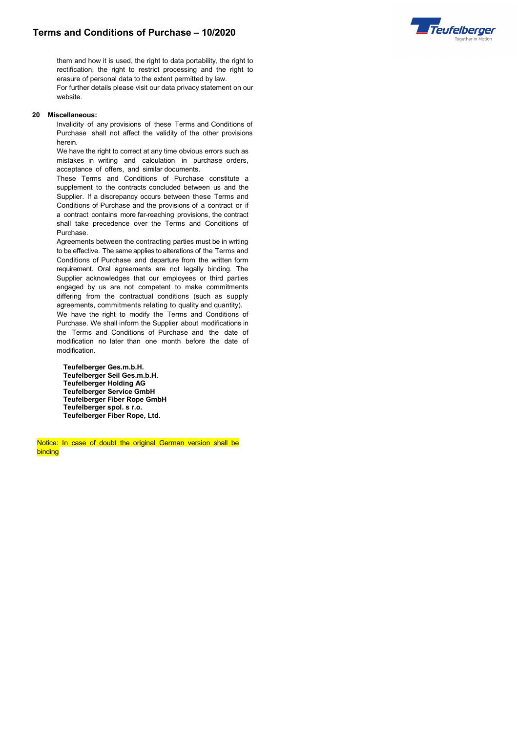them and how it is used, the right to data portability, the right to rectification, the right to restrict processing and the right to erasure of personal data to the extent permitted by law.
For further details please visit our data privacy statement on our website.

## 20 Miscellaneous:

Invalidity of any provisions of these Terms and Conditions of Purchase shall not affect the validity of the other provisions herein.

We have the right to correct at any time obvious errors such as mistakes in writing and calculation in purchase orders, acceptance of offers, and similar documents.

These Terms and Conditions of Purchase constitute a supplement to the contracts concluded between us and the Supplier. If a discrepancy occurs between these Terms and Conditions of Purchase and the provisions of a contract or if a contract contains more far-reaching provisions, the contract shall take precedence over the Terms and Conditions of Purchase.

Agreements between the contracting parties must be in writing to be effective. The same applies to alterations of the Terms and Conditions of Purchase and departure from the written form requirement. Oral agreements are not legally binding. The Supplier acknowledges that our employees or third parties engaged by us are not competent to make commitments differing from the contractual conditions (such as supply agreements, commitments relating to quality and quantity).

We have the right to modify the Terms and Conditions of Purchase. We shall inform the Supplier about modifications in the Terms and Conditions of Purchase and the date of modification no later than one month before the date of modification.

**Teufelberger Ges.m.b.H.**
**Teufelberger Seil Ges.m.b.H.**
**Teufelberger Holding AG**
**Teufelberger Service GmbH**
**Teufelberger Fiber Rope GmbH**
**Teufelberger spol. s r.o.**
**Teufelberger Fiber Rope, Ltd.**

Notice: In case of doubt the original German version shall be binding